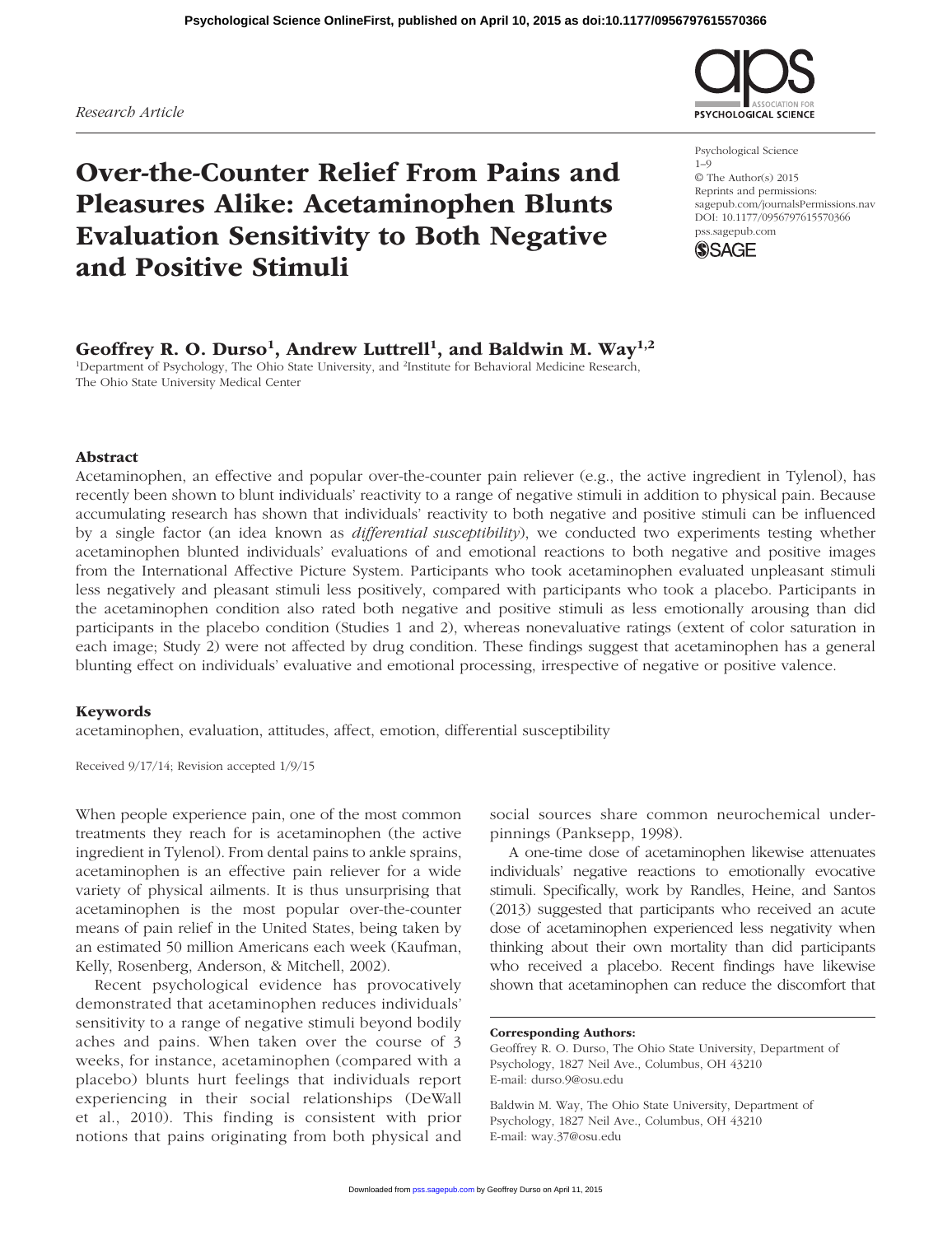Research Article

# Over-the-Counter Relief From Pains and Pleasures Alike: Acetaminophen Blunts Evaluation Sensitivity to Both Negative and Positive Stimuli

Psychological Science
© The Author(s) 2015
Reprints and permissions: sagepub.com/journalsPermissions.nav
DOI: 10.1177/0956797615570366
pss.sagepub.com

**Geoffrey R. O. Durso[1], Andrew Luttrell[1], and Baldwin M. Way[1,2]**

[1]Department of Psychology, The Ohio State University, and [2]Institute for Behavioral Medicine Research, The Ohio State University Medical Center

## Abstract

Acetaminophen, an effective and popular over-the-counter pain reliever (e.g., the active ingredient in Tylenol), has recently been shown to blunt individuals' reactivity to a range of negative stimuli in addition to physical pain. Because accumulating research has shown that individuals' reactivity to both negative and positive stimuli can be influenced by a single factor (an idea known as *differential susceptibility*), we conducted two experiments testing whether acetaminophen blunted individuals' evaluations of and emotional reactions to both negative and positive images from the International Affective Picture System. Participants who took acetaminophen evaluated unpleasant stimuli less negatively and pleasant stimuli less positively, compared with participants who took a placebo. Participants in the acetaminophen condition also rated both negative and positive stimuli as less emotionally arousing than did participants in the placebo condition (Studies 1 and 2), whereas nonevaluative ratings (extent of color saturation in each image; Study 2) were not affected by drug condition. These findings suggest that acetaminophen has a general blunting effect on individuals' evaluative and emotional processing, irrespective of negative or positive valence.

## Keywords

acetaminophen, evaluation, attitudes, affect, emotion, differential susceptibility

Received 9/17/14; Revision accepted 1/9/15

When people experience pain, one of the most common treatments they reach for is acetaminophen (the active ingredient in Tylenol). From dental pains to ankle sprains, acetaminophen is an effective pain reliever for a wide variety of physical ailments. It is thus unsurprising that acetaminophen is the most popular over-the-counter means of pain relief in the United States, being taken by an estimated 50 million Americans each week (Kaufman, Kelly, Rosenberg, Anderson, & Mitchell, 2002).

Recent psychological evidence has provocatively demonstrated that acetaminophen reduces individuals' sensitivity to a range of negative stimuli beyond bodily aches and pains. When taken over the course of 3 weeks, for instance, acetaminophen (compared with a placebo) blunts hurt feelings that individuals report experiencing in their social relationships (DeWall et al., 2010). This finding is consistent with prior notions that pains originating from both physical and social sources share common neurochemical underpinnings (Panksepp, 1998).

A one-time dose of acetaminophen likewise attenuates individuals' negative reactions to emotionally evocative stimuli. Specifically, work by Randles, Heine, and Santos (2013) suggested that participants who received an acute dose of acetaminophen experienced less negativity when thinking about their own mortality than did participants who received a placebo. Recent findings have likewise shown that acetaminophen can reduce the discomfort that

**Corresponding Authors:**
Geoffrey R. O. Durso, The Ohio State University, Department of Psychology, 1827 Neil Ave., Columbus, OH 43210
E-mail: durso.9@osu.edu

Baldwin M. Way, The Ohio State University, Department of Psychology, 1827 Neil Ave., Columbus, OH 43210
E-mail: way.37@osu.edu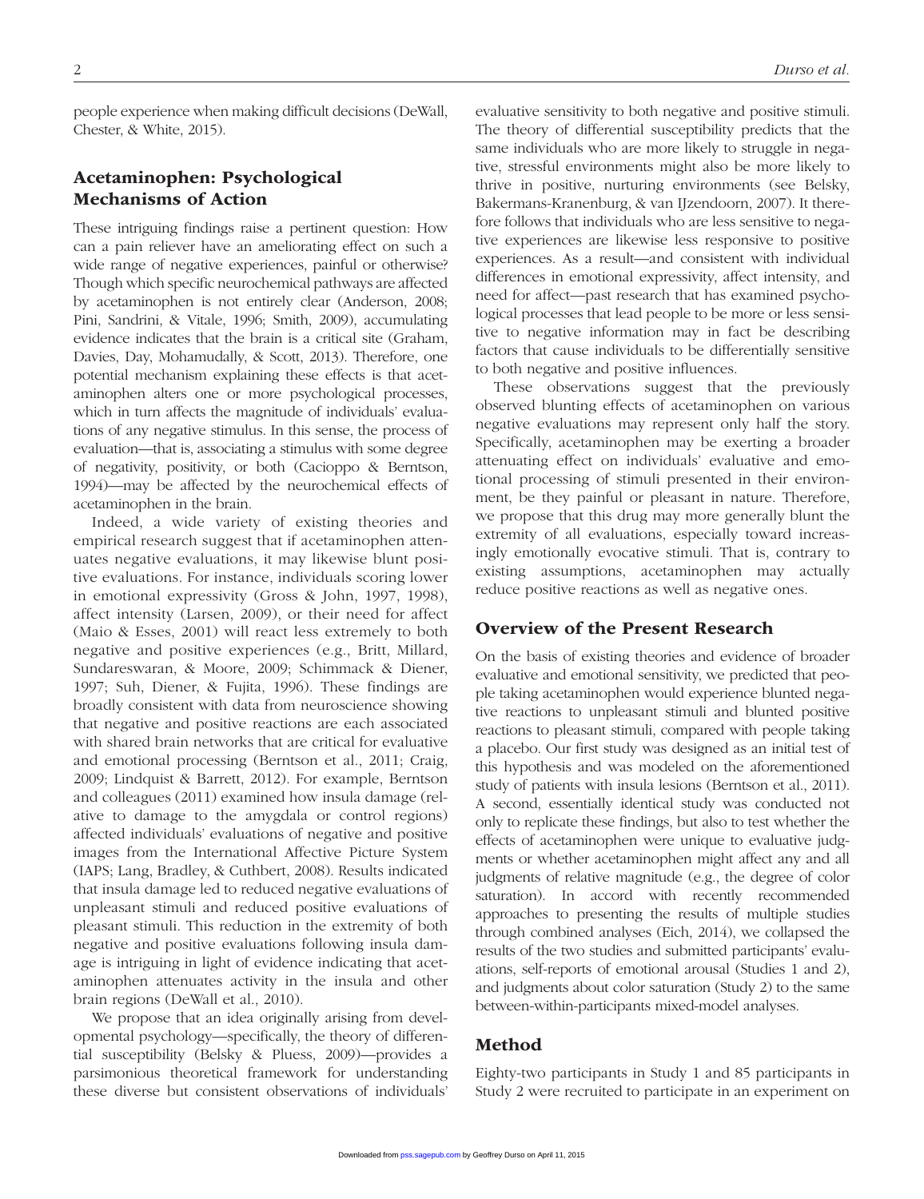people experience when making difficult decisions (DeWall, Chester, & White, 2015).

## Acetaminophen: Psychological Mechanisms of Action

These intriguing findings raise a pertinent question: How can a pain reliever have an ameliorating effect on such a wide range of negative experiences, painful or otherwise? Though which specific neurochemical pathways are affected by acetaminophen is not entirely clear (Anderson, 2008; Pini, Sandrini, & Vitale, 1996; Smith, 2009), accumulating evidence indicates that the brain is a critical site (Graham, Davies, Day, Mohamudally, & Scott, 2013). Therefore, one potential mechanism explaining these effects is that acetaminophen alters one or more psychological processes, which in turn affects the magnitude of individuals' evaluations of any negative stimulus. In this sense, the process of evaluation—that is, associating a stimulus with some degree of negativity, positivity, or both (Cacioppo & Berntson, 1994)—may be affected by the neurochemical effects of acetaminophen in the brain.

Indeed, a wide variety of existing theories and empirical research suggest that if acetaminophen attenuates negative evaluations, it may likewise blunt positive evaluations. For instance, individuals scoring lower in emotional expressivity (Gross & John, 1997, 1998), affect intensity (Larsen, 2009), or their need for affect (Maio & Esses, 2001) will react less extremely to both negative and positive experiences (e.g., Britt, Millard, Sundareswaran, & Moore, 2009; Schimmack & Diener, 1997; Suh, Diener, & Fujita, 1996). These findings are broadly consistent with data from neuroscience showing that negative and positive reactions are each associated with shared brain networks that are critical for evaluative and emotional processing (Berntson et al., 2011; Craig, 2009; Lindquist & Barrett, 2012). For example, Berntson and colleagues (2011) examined how insula damage (relative to damage to the amygdala or control regions) affected individuals' evaluations of negative and positive images from the International Affective Picture System (IAPS; Lang, Bradley, & Cuthbert, 2008). Results indicated that insula damage led to reduced negative evaluations of unpleasant stimuli and reduced positive evaluations of pleasant stimuli. This reduction in the extremity of both negative and positive evaluations following insula damage is intriguing in light of evidence indicating that acetaminophen attenuates activity in the insula and other brain regions (DeWall et al., 2010).

We propose that an idea originally arising from developmental psychology—specifically, the theory of differential susceptibility (Belsky & Pluess, 2009)—provides a parsimonious theoretical framework for understanding these diverse but consistent observations of individuals' evaluative sensitivity to both negative and positive stimuli. The theory of differential susceptibility predicts that the same individuals who are more likely to struggle in negative, stressful environments might also be more likely to thrive in positive, nurturing environments (see Belsky, Bakermans-Kranenburg, & van IJzendoorn, 2007). It therefore follows that individuals who are less sensitive to negative experiences are likewise less responsive to positive experiences. As a result—and consistent with individual differences in emotional expressivity, affect intensity, and need for affect—past research that has examined psychological processes that lead people to be more or less sensitive to negative information may in fact be describing factors that cause individuals to be differentially sensitive to both negative and positive influences.

These observations suggest that the previously observed blunting effects of acetaminophen on various negative evaluations may represent only half the story. Specifically, acetaminophen may be exerting a broader attenuating effect on individuals' evaluative and emotional processing of stimuli presented in their environment, be they painful or pleasant in nature. Therefore, we propose that this drug may more generally blunt the extremity of all evaluations, especially toward increasingly emotionally evocative stimuli. That is, contrary to existing assumptions, acetaminophen may actually reduce positive reactions as well as negative ones.

## Overview of the Present Research

On the basis of existing theories and evidence of broader evaluative and emotional sensitivity, we predicted that people taking acetaminophen would experience blunted negative reactions to unpleasant stimuli and blunted positive reactions to pleasant stimuli, compared with people taking a placebo. Our first study was designed as an initial test of this hypothesis and was modeled on the aforementioned study of patients with insula lesions (Berntson et al., 2011). A second, essentially identical study was conducted not only to replicate these findings, but also to test whether the effects of acetaminophen were unique to evaluative judgments or whether acetaminophen might affect any and all judgments of relative magnitude (e.g., the degree of color saturation). In accord with recently recommended approaches to presenting the results of multiple studies through combined analyses (Eich, 2014), we collapsed the results of the two studies and submitted participants' evaluations, self-reports of emotional arousal (Studies 1 and 2), and judgments about color saturation (Study 2) to the same between-within-participants mixed-model analyses.

## Method

Eighty-two participants in Study 1 and 85 participants in Study 2 were recruited to participate in an experiment on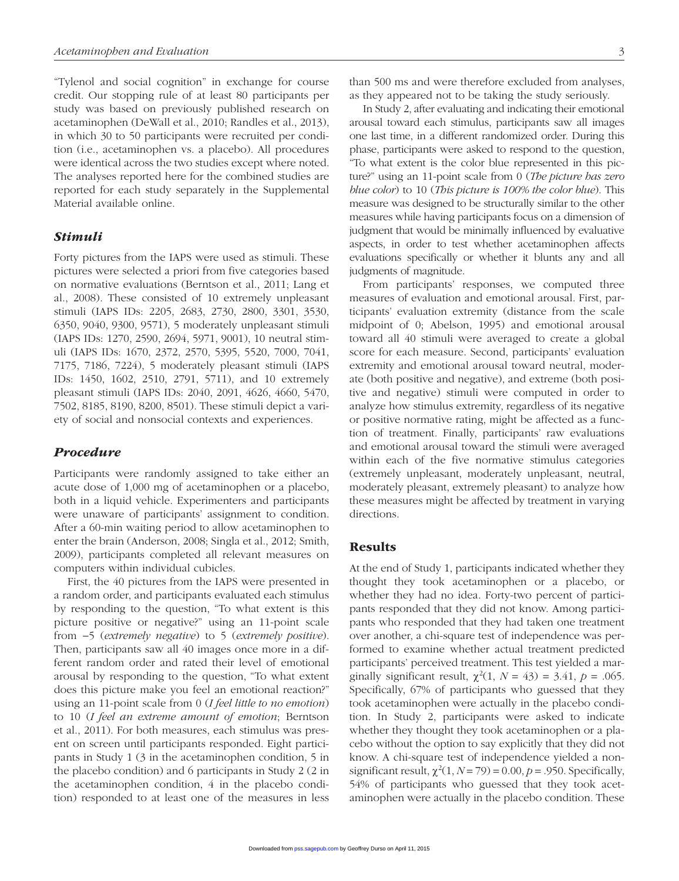"Tylenol and social cognition" in exchange for course credit. Our stopping rule of at least 80 participants per study was based on previously published research on acetaminophen (DeWall et al., 2010; Randles et al., 2013), in which 30 to 50 participants were recruited per condition (i.e., acetaminophen vs. a placebo). All procedures were identical across the two studies except where noted. The analyses reported here for the combined studies are reported for each study separately in the Supplemental Material available online.

### *Stimuli*

Forty pictures from the IAPS were used as stimuli. These pictures were selected a priori from five categories based on normative evaluations (Berntson et al., 2011; Lang et al., 2008). These consisted of 10 extremely unpleasant stimuli (IAPS IDs: 2205, 2683, 2730, 2800, 3301, 3530, 6350, 9040, 9300, 9571), 5 moderately unpleasant stimuli (IAPS IDs: 1270, 2590, 2694, 5971, 9001), 10 neutral stimuli (IAPS IDs: 1670, 2372, 2570, 5395, 5520, 7000, 7041, 7175, 7186, 7224), 5 moderately pleasant stimuli (IAPS IDs: 1450, 1602, 2510, 2791, 5711), and 10 extremely pleasant stimuli (IAPS IDs: 2040, 2091, 4626, 4660, 5470, 7502, 8185, 8190, 8200, 8501). These stimuli depict a variety of social and nonsocial contexts and experiences.

### *Procedure*

Participants were randomly assigned to take either an acute dose of 1,000 mg of acetaminophen or a placebo, both in a liquid vehicle. Experimenters and participants were unaware of participants' assignment to condition. After a 60-min waiting period to allow acetaminophen to enter the brain (Anderson, 2008; Singla et al., 2012; Smith, 2009), participants completed all relevant measures on computers within individual cubicles.

First, the 40 pictures from the IAPS were presented in a random order, and participants evaluated each stimulus by responding to the question, "To what extent is this picture positive or negative?" using an 11-point scale from −5 (*extremely negative*) to 5 (*extremely positive*). Then, participants saw all 40 images once more in a different random order and rated their level of emotional arousal by responding to the question, "To what extent does this picture make you feel an emotional reaction?" using an 11-point scale from 0 (*I feel little to no emotion*) to 10 (*I feel an extreme amount of emotion*; Berntson et al., 2011). For both measures, each stimulus was present on screen until participants responded. Eight participants in Study 1 (3 in the acetaminophen condition, 5 in the placebo condition) and 6 participants in Study 2 (2 in the acetaminophen condition, 4 in the placebo condition) responded to at least one of the measures in less than 500 ms and were therefore excluded from analyses, as they appeared not to be taking the study seriously.

In Study 2, after evaluating and indicating their emotional arousal toward each stimulus, participants saw all images one last time, in a different randomized order. During this phase, participants were asked to respond to the question, "To what extent is the color blue represented in this picture?" using an 11-point scale from 0 (*The picture has zero blue color*) to 10 (*This picture is 100% the color blue*). This measure was designed to be structurally similar to the other measures while having participants focus on a dimension of judgment that would be minimally influenced by evaluative aspects, in order to test whether acetaminophen affects evaluations specifically or whether it blunts any and all judgments of magnitude.

From participants' responses, we computed three measures of evaluation and emotional arousal. First, participants' evaluation extremity (distance from the scale midpoint of 0; Abelson, 1995) and emotional arousal toward all 40 stimuli were averaged to create a global score for each measure. Second, participants' evaluation extremity and emotional arousal toward neutral, moderate (both positive and negative), and extreme (both positive and negative) stimuli were computed in order to analyze how stimulus extremity, regardless of its negative or positive normative rating, might be affected as a function of treatment. Finally, participants' raw evaluations and emotional arousal toward the stimuli were averaged within each of the five normative stimulus categories (extremely unpleasant, moderately unpleasant, neutral, moderately pleasant, extremely pleasant) to analyze how these measures might be affected by treatment in varying directions.

## Results

At the end of Study 1, participants indicated whether they thought they took acetaminophen or a placebo, or whether they had no idea. Forty-two percent of participants responded that they did not know. Among participants who responded that they had taken one treatment over another, a chi-square test of independence was performed to examine whether actual treatment predicted participants' perceived treatment. This test yielded a marginally significant result, $\chi^2(1, N = 43) = 3.41$, $p = .065$. Specifically, 67% of participants who guessed that they took acetaminophen were actually in the placebo condition. In Study 2, participants were asked to indicate whether they thought they took acetaminophen or a placebo without the option to say explicitly that they did not know. A chi-square test of independence yielded a nonsignificant result, $\chi^2(1, N = 79) = 0.00$, $p = .950$. Specifically, 54% of participants who guessed that they took acetaminophen were actually in the placebo condition. These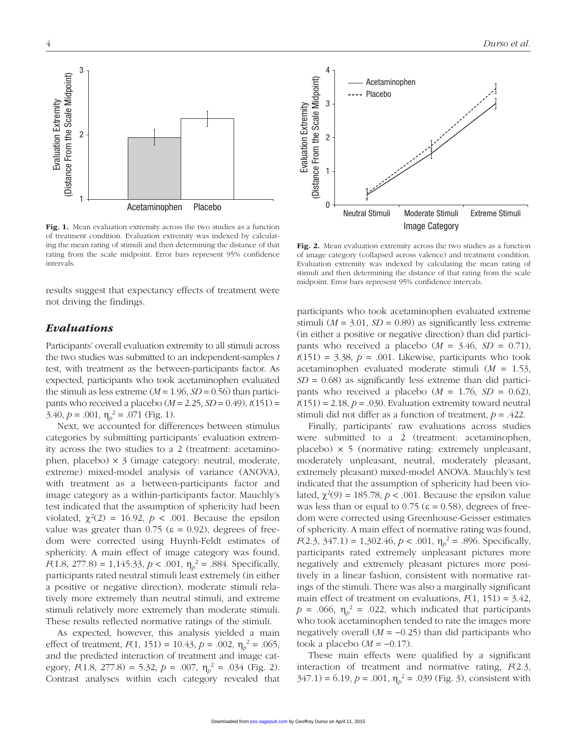3

2

1

Evaluation Extremity
(Distance From the Scale Midpoint)

Acetaminophen Placebo

**Fig. 1.** Mean evaluation extremity across the two studies as a function of treatment condition. Evaluation extremity was indexed by calculating the mean rating of stimuli and then determining the distance of that rating from the scale midpoint. Error bars represent 95% confidence intervals.

4

3

2

1

0

Evaluation Extremity
(Distance From the Scale Midpoint)

Acetaminophen

Placebo

Neutral Stimuli Moderate Stimuli Extreme Stimuli

Image Category

**Fig. 2.** Mean evaluation extremity across the two studies as a function of image category (collapsed across valence) and treatment condition. Evaluation extremity was indexed by calculating the mean rating of stimuli and then determining the distance of that rating from the scale midpoint. Error bars represent 95% confidence intervals.

results suggest that expectancy effects of treatment were not driving the findings.

## *Evaluations*

Participants' overall evaluation extremity to all stimuli across the two studies was submitted to an independent-samples *t* test, with treatment as the between-participants factor. As expected, participants who took acetaminophen evaluated the stimuli as less extreme ($M = 1.96$, $SD = 0.56$) than participants who received a placebo ($M = 2.25$, $SD = 0.49$), $t(151) = 3.40$, $p = .001$, $\eta_p^2 = .071$ (Fig. 1).

Next, we accounted for differences between stimulus categories by submitting participants' evaluation extremity across the two studies to a 2 (treatment: acetaminophen, placebo) × 3 (image category: neutral, moderate, extreme) mixed-model analysis of variance (ANOVA), with treatment as a between-participants factor and image category as a within-participants factor. Mauchly's test indicated that the assumption of sphericity had been violated, $\chi^2(2) = 16.92$, $p < .001$. Because the epsilon value was greater than 0.75 ($\varepsilon = 0.92$), degrees of freedom were corrected using Huynh-Feldt estimates of sphericity. A main effect of image category was found, $F(1.8, 277.8) = 1{,}145.33$, $p < .001$, $\eta_p^2 = .884$. Specifically, participants rated neutral stimuli least extremely (in either a positive or negative direction), moderate stimuli relatively more extremely than neutral stimuli, and extreme stimuli relatively more extremely than moderate stimuli. These results reflected normative ratings of the stimuli.

As expected, however, this analysis yielded a main effect of treatment, $F(1, 151) = 10.43$, $p = .002$, $\eta_p^2 = .065$, and the predicted interaction of treatment and image category, $F(1.8, 277.8) = 5.32$, $p = .007$, $\eta_p^2 = .034$ (Fig. 2). Contrast analyses within each category revealed that participants who took acetaminophen evaluated extreme stimuli ($M = 3.01$, $SD = 0.89$) as significantly less extreme (in either a positive or negative direction) than did participants who received a placebo ($M = 3.46$, $SD = 0.71$), $t(151) = 3.38$, $p = .001$. Likewise, participants who took acetaminophen evaluated moderate stimuli ($M = 1.53$, $SD = 0.68$) as significantly less extreme than did participants who received a placebo ($M = 1.76$, $SD = 0.62$), $t(151) = 2.18$, $p = .030$. Evaluation extremity toward neutral stimuli did not differ as a function of treatment, $p = .422$.

Finally, participants' raw evaluations across studies were submitted to a 2 (treatment: acetaminophen, placebo) × 5 (normative rating: extremely unpleasant, moderately unpleasant, neutral, moderately pleasant, extremely pleasant) mixed-model ANOVA. Mauchly's test indicated that the assumption of sphericity had been violated, $\chi^2(9) = 185.78$, $p < .001$. Because the epsilon value was less than or equal to 0.75 ($\varepsilon = 0.58$), degrees of freedom were corrected using Greenhouse-Geisser estimates of sphericity. A main effect of normative rating was found, $F(2.3, 347.1) = 1{,}302.46$, $p < .001$, $\eta_p^2 = .896$. Specifically, participants rated extremely unpleasant pictures more negatively and extremely pleasant pictures more positively in a linear fashion, consistent with normative ratings of the stimuli. There was also a marginally significant main effect of treatment on evaluations, $F(1, 151) = 3.42$, $p = .066$, $\eta_p^2 = .022$, which indicated that participants who took acetaminophen tended to rate the images more negatively overall ($M = -0.25$) than did participants who took a placebo ($M = -0.17$).

These main effects were qualified by a significant interaction of treatment and normative rating, $F(2.3, 347.1) = 6.19$, $p = .001$, $\eta_p^2 = .039$ (Fig. 3), consistent with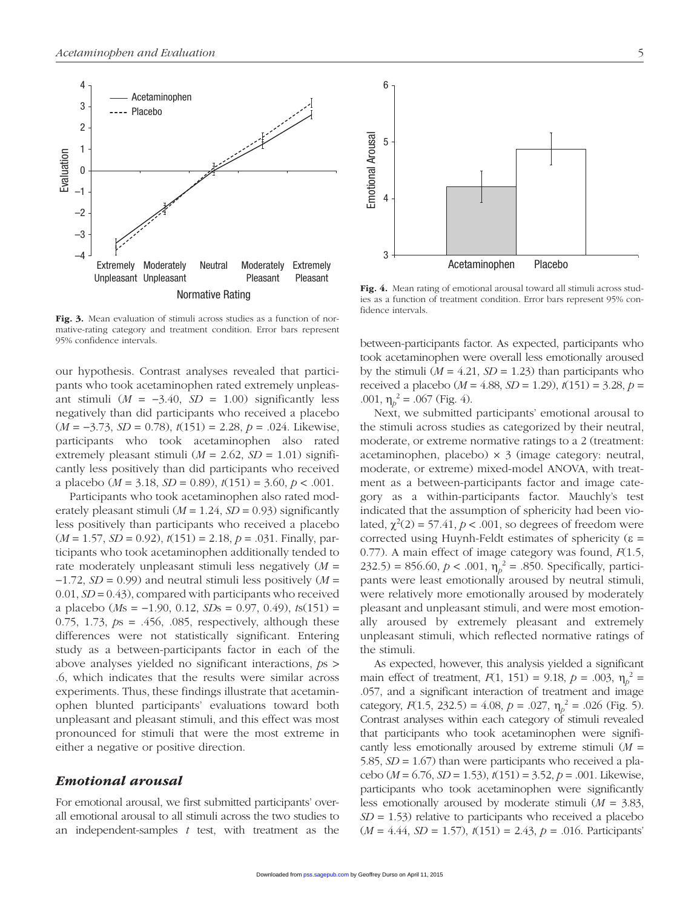4
3
2
1
0
−1
−2
−3
−4
Evaluation
Acetaminophen
Placebo
Extremely Unpleasant
Moderately Unpleasant
Neutral
Moderately Pleasant
Extremely Pleasant
Normative Rating

**Fig. 3.** Mean evaluation of stimuli across studies as a function of normative-rating category and treatment condition. Error bars represent 95% confidence intervals.

6
5
4
3
Emotional Arousal
Acetaminophen
Placebo

**Fig. 4.** Mean rating of emotional arousal toward all stimuli across studies as a function of treatment condition. Error bars represent 95% confidence intervals.

our hypothesis. Contrast analyses revealed that participants who took acetaminophen rated extremely unpleasant stimuli ($M$ = −3.40, $SD$ = 1.00) significantly less negatively than did participants who received a placebo ($M$ = −3.73, $SD$ = 0.78), $t(151) = 2.28$, $p = .024$. Likewise, participants who took acetaminophen also rated extremely pleasant stimuli ($M$ = 2.62, $SD$ = 1.01) significantly less positively than did participants who received a placebo ($M$ = 3.18, $SD$ = 0.89), $t(151) = 3.60$, $p < .001$.

Participants who took acetaminophen also rated moderately pleasant stimuli ($M$ = 1.24, $SD$ = 0.93) significantly less positively than participants who received a placebo ($M$ = 1.57, $SD$ = 0.92), $t(151) = 2.18$, $p = .031$. Finally, participants who took acetaminophen additionally tended to rate moderately unpleasant stimuli less negatively ($M$ = −1.72, $SD$ = 0.99) and neutral stimuli less positively ($M$ = 0.01, $SD$ = 0.43), compared with participants who received a placebo ($M$s = −1.90, 0.12, $SD$s = 0.97, 0.49), $t$s(151) = 0.75, 1.73, $p$s = .456, .085, respectively, although these differences were not statistically significant. Entering study as a between-participants factor in each of the above analyses yielded no significant interactions, $p$s > .6, which indicates that the results were similar across experiments. Thus, these findings illustrate that acetaminophen blunted participants' evaluations toward both unpleasant and pleasant stimuli, and this effect was most pronounced for stimuli that were the most extreme in either a negative or positive direction.

## *Emotional arousal*

For emotional arousal, we first submitted participants' overall emotional arousal to all stimuli across the two studies to an independent-samples $t$ test, with treatment as the between-participants factor. As expected, participants who took acetaminophen were overall less emotionally aroused by the stimuli ($M$ = 4.21, $SD$ = 1.23) than participants who received a placebo ($M$ = 4.88, $SD$ = 1.29), $t(151) = 3.28$, $p = .001$, $\eta_p^2 = .067$ (Fig. 4).

Next, we submitted participants' emotional arousal to the stimuli across studies as categorized by their neutral, moderate, or extreme normative ratings to a 2 (treatment: acetaminophen, placebo) × 3 (image category: neutral, moderate, or extreme) mixed-model ANOVA, with treatment as a between-participants factor and image category as a within-participants factor. Mauchly's test indicated that the assumption of sphericity had been violated, $\chi^2(2) = 57.41$, $p < .001$, so degrees of freedom were corrected using Huynh-Feldt estimates of sphericity ($\varepsilon$ = 0.77). A main effect of image category was found, $F(1.5, 232.5) = 856.60$, $p < .001$, $\eta_p^2 = .850$. Specifically, participants were least emotionally aroused by neutral stimuli, were relatively more emotionally aroused by moderately pleasant and unpleasant stimuli, and were most emotionally aroused by extremely pleasant and extremely unpleasant stimuli, which reflected normative ratings of the stimuli.

As expected, however, this analysis yielded a significant main effect of treatment, $F(1, 151) = 9.18$, $p = .003$, $\eta_p^2 = .057$, and a significant interaction of treatment and image category, $F(1.5, 232.5) = 4.08$, $p = .027$, $\eta_p^2 = .026$ (Fig. 5). Contrast analyses within each category of stimuli revealed that participants who took acetaminophen were significantly less emotionally aroused by extreme stimuli ($M$ = 5.85, $SD$ = 1.67) than were participants who received a placebo ($M$ = 6.76, $SD$ = 1.53), $t(151) = 3.52$, $p = .001$. Likewise, participants who took acetaminophen were significantly less emotionally aroused by moderate stimuli ($M$ = 3.83, $SD$ = 1.53) relative to participants who received a placebo ($M$ = 4.44, $SD$ = 1.57), $t(151) = 2.43$, $p = .016$. Participants'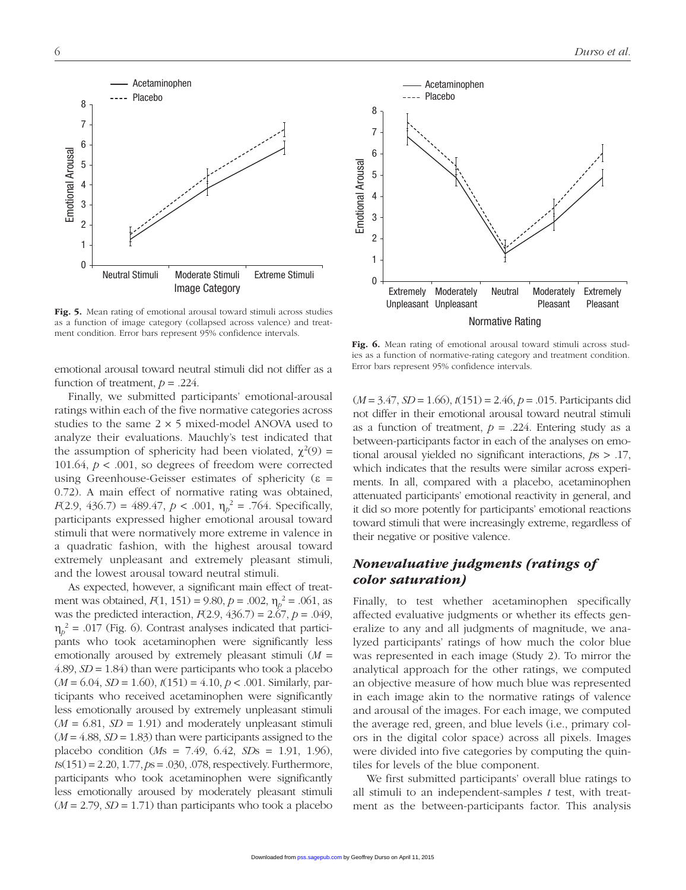Acetaminophen
Placebo

Emotional Arousal

8
7
6
5
4
3
2
1
0

Neutral Stimuli
Moderate Stimuli
Extreme Stimuli

Image Category

**Fig. 5.** Mean rating of emotional arousal toward stimuli across studies as a function of image category (collapsed across valence) and treatment condition. Error bars represent 95% confidence intervals.

Acetaminophen
Placebo

Emotional Arousal

8
7
6
5
4
3
2
1
0

Extremely Unpleasant
Moderately Unpleasant
Neutral
Moderately Pleasant
Extremely Pleasant

Normative Rating

**Fig. 6.** Mean rating of emotional arousal toward stimuli across studies as a function of normative-rating category and treatment condition. Error bars represent 95% confidence intervals.

emotional arousal toward neutral stimuli did not differ as a function of treatment, $p = .224$.

Finally, we submitted participants' emotional-arousal ratings within each of the five normative categories across studies to the same 2 × 5 mixed-model ANOVA used to analyze their evaluations. Mauchly's test indicated that the assumption of sphericity had been violated, $\chi^2(9) = 101.64$, $p < .001$, so degrees of freedom were corrected using Greenhouse-Geisser estimates of sphericity ($\varepsilon = 0.72$). A main effect of normative rating was obtained, $F(2.9, 436.7) = 489.47$, $p < .001$, $\eta_p^2 = .764$. Specifically, participants expressed higher emotional arousal toward stimuli that were normatively more extreme in valence in a quadratic fashion, with the highest arousal toward extremely unpleasant and extremely pleasant stimuli, and the lowest arousal toward neutral stimuli.

As expected, however, a significant main effect of treatment was obtained, $F(1, 151) = 9.80$, $p = .002$, $\eta_p^2 = .061$, as was the predicted interaction, $F(2.9, 436.7) = 2.67$, $p = .049$, $\eta_p^2 = .017$ (Fig. 6). Contrast analyses indicated that participants who took acetaminophen were significantly less emotionally aroused by extremely pleasant stimuli ($M = 4.89$, $SD = 1.84$) than were participants who took a placebo ($M = 6.04$, $SD = 1.60$), $t(151) = 4.10$, $p < .001$. Similarly, participants who received acetaminophen were significantly less emotionally aroused by extremely unpleasant stimuli ($M = 6.81$, $SD = 1.91$) and moderately unpleasant stimuli ($M = 4.88$, $SD = 1.83$) than were participants assigned to the placebo condition ($M$s = 7.49, 6.42, $SD$s = 1.91, 1.96), $t$s(151) = 2.20, 1.77, $p$s = .030, .078, respectively. Furthermore, participants who took acetaminophen were significantly less emotionally aroused by moderately pleasant stimuli ($M = 2.79$, $SD = 1.71$) than participants who took a placebo ($M = 3.47$, $SD = 1.66$), $t(151) = 2.46$, $p = .015$. Participants did not differ in their emotional arousal toward neutral stimuli as a function of treatment, $p = .224$. Entering study as a between-participants factor in each of the analyses on emotional arousal yielded no significant interactions, $p$s > .17, which indicates that the results were similar across experiments. In all, compared with a placebo, acetaminophen attenuated participants' emotional reactivity in general, and it did so more potently for participants' emotional reactions toward stimuli that were increasingly extreme, regardless of their negative or positive valence.

## *Nonevaluative judgments (ratings of color saturation)*

Finally, to test whether acetaminophen specifically affected evaluative judgments or whether its effects generalize to any and all judgments of magnitude, we analyzed participants' ratings of how much the color blue was represented in each image (Study 2). To mirror the analytical approach for the other ratings, we computed an objective measure of how much blue was represented in each image akin to the normative ratings of valence and arousal of the images. For each image, we computed the average red, green, and blue levels (i.e., primary colors in the digital color space) across all pixels. Images were divided into five categories by computing the quintiles for levels of the blue component.

We first submitted participants' overall blue ratings to all stimuli to an independent-samples $t$ test, with treatment as the between-participants factor. This analysis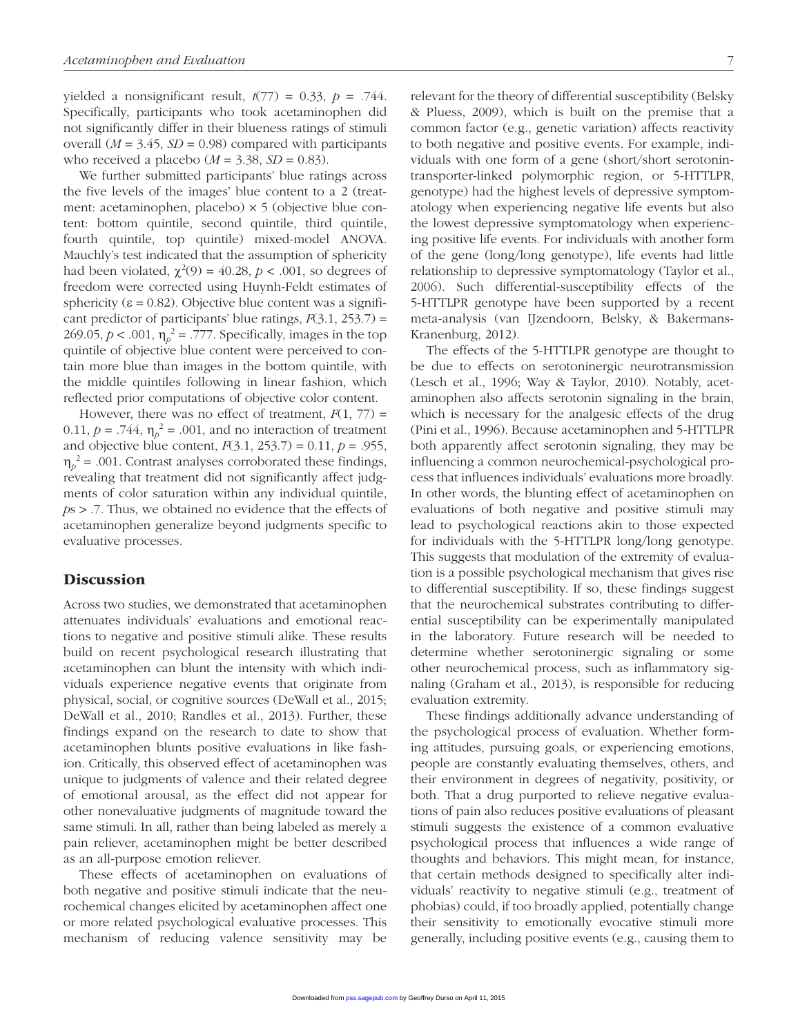yielded a nonsignificant result, $t(77) = 0.33$, $p = .744$. Specifically, participants who took acetaminophen did not significantly differ in their blueness ratings of stimuli overall ($M = 3.45$, $SD = 0.98$) compared with participants who received a placebo ($M = 3.38$, $SD = 0.83$).

We further submitted participants' blue ratings across the five levels of the images' blue content to a 2 (treatment: acetaminophen, placebo) × 5 (objective blue content: bottom quintile, second quintile, third quintile, fourth quintile, top quintile) mixed-model ANOVA. Mauchly's test indicated that the assumption of sphericity had been violated, $\chi^2(9) = 40.28$, $p < .001$, so degrees of freedom were corrected using Huynh-Feldt estimates of sphericity ($\varepsilon = 0.82$). Objective blue content was a significant predictor of participants' blue ratings, $F(3.1, 253.7) = 269.05$, $p < .001$, $\eta_p^2 = .777$. Specifically, images in the top quintile of objective blue content were perceived to contain more blue than images in the bottom quintile, with the middle quintiles following in linear fashion, which reflected prior computations of objective color content.

However, there was no effect of treatment, $F(1, 77) = 0.11$, $p = .744$, $\eta_p^2 = .001$, and no interaction of treatment and objective blue content, $F(3.1, 253.7) = 0.11$, $p = .955$, $\eta_p^2 = .001$. Contrast analyses corroborated these findings, revealing that treatment did not significantly affect judgments of color saturation within any individual quintile, $ps > .7$. Thus, we obtained no evidence that the effects of acetaminophen generalize beyond judgments specific to evaluative processes.

## Discussion

Across two studies, we demonstrated that acetaminophen attenuates individuals' evaluations and emotional reactions to negative and positive stimuli alike. These results build on recent psychological research illustrating that acetaminophen can blunt the intensity with which individuals experience negative events that originate from physical, social, or cognitive sources (DeWall et al., 2015; DeWall et al., 2010; Randles et al., 2013). Further, these findings expand on the research to date to show that acetaminophen blunts positive evaluations in like fashion. Critically, this observed effect of acetaminophen was unique to judgments of valence and their related degree of emotional arousal, as the effect did not appear for other nonevaluative judgments of magnitude toward the same stimuli. In all, rather than being labeled as merely a pain reliever, acetaminophen might be better described as an all-purpose emotion reliever.

These effects of acetaminophen on evaluations of both negative and positive stimuli indicate that the neurochemical changes elicited by acetaminophen affect one or more related psychological evaluative processes. This mechanism of reducing valence sensitivity may be relevant for the theory of differential susceptibility (Belsky & Pluess, 2009), which is built on the premise that a common factor (e.g., genetic variation) affects reactivity to both negative and positive events. For example, individuals with one form of a gene (short/short serotonin-transporter-linked polymorphic region, or 5-HTTLPR, genotype) had the highest levels of depressive symptomatology when experiencing negative life events but also the lowest depressive symptomatology when experiencing positive life events. For individuals with another form of the gene (long/long genotype), life events had little relationship to depressive symptomatology (Taylor et al., 2006). Such differential-susceptibility effects of the 5-HTTLPR genotype have been supported by a recent meta-analysis (van IJzendoorn, Belsky, & Bakermans-Kranenburg, 2012).

The effects of the 5-HTTLPR genotype are thought to be due to effects on serotoninergic neurotransmission (Lesch et al., 1996; Way & Taylor, 2010). Notably, acetaminophen also affects serotonin signaling in the brain, which is necessary for the analgesic effects of the drug (Pini et al., 1996). Because acetaminophen and 5-HTTLPR both apparently affect serotonin signaling, they may be influencing a common neurochemical-psychological process that influences individuals' evaluations more broadly. In other words, the blunting effect of acetaminophen on evaluations of both negative and positive stimuli may lead to psychological reactions akin to those expected for individuals with the 5-HTTLPR long/long genotype. This suggests that modulation of the extremity of evaluation is a possible psychological mechanism that gives rise to differential susceptibility. If so, these findings suggest that the neurochemical substrates contributing to differential susceptibility can be experimentally manipulated in the laboratory. Future research will be needed to determine whether serotoninergic signaling or some other neurochemical process, such as inflammatory signaling (Graham et al., 2013), is responsible for reducing evaluation extremity.

These findings additionally advance understanding of the psychological process of evaluation. Whether forming attitudes, pursuing goals, or experiencing emotions, people are constantly evaluating themselves, others, and their environment in degrees of negativity, positivity, or both. That a drug purported to relieve negative evaluations of pain also reduces positive evaluations of pleasant stimuli suggests the existence of a common evaluative psychological process that influences a wide range of thoughts and behaviors. This might mean, for instance, that certain methods designed to specifically alter individuals' reactivity to negative stimuli (e.g., treatment of phobias) could, if too broadly applied, potentially change their sensitivity to emotionally evocative stimuli more generally, including positive events (e.g., causing them to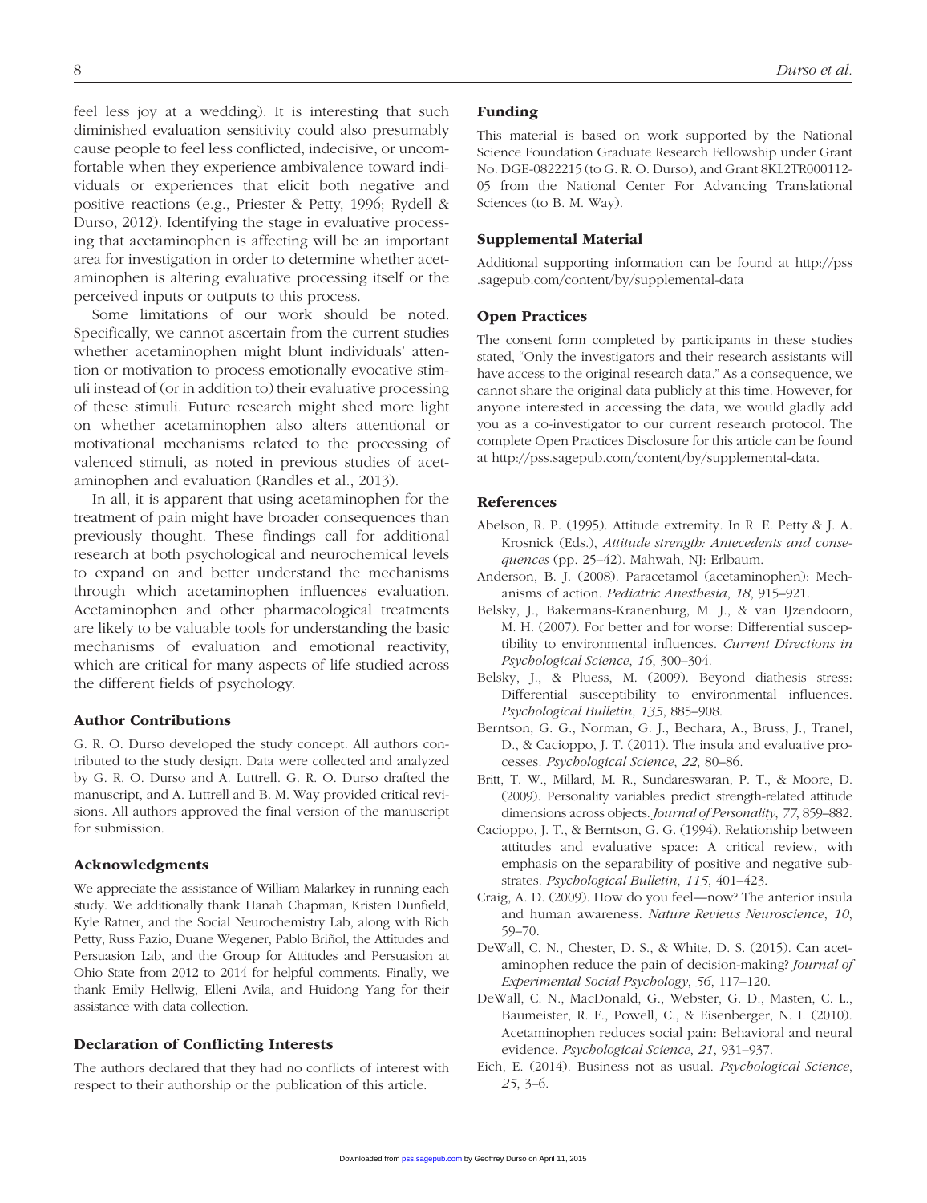feel less joy at a wedding). It is interesting that such diminished evaluation sensitivity could also presumably cause people to feel less conflicted, indecisive, or uncomfortable when they experience ambivalence toward individuals or experiences that elicit both negative and positive reactions (e.g., Priester & Petty, 1996; Rydell & Durso, 2012). Identifying the stage in evaluative processing that acetaminophen is affecting will be an important area for investigation in order to determine whether acetaminophen is altering evaluative processing itself or the perceived inputs or outputs to this process.

Some limitations of our work should be noted. Specifically, we cannot ascertain from the current studies whether acetaminophen might blunt individuals' attention or motivation to process emotionally evocative stimuli instead of (or in addition to) their evaluative processing of these stimuli. Future research might shed more light on whether acetaminophen also alters attentional or motivational mechanisms related to the processing of valenced stimuli, as noted in previous studies of acetaminophen and evaluation (Randles et al., 2013).

In all, it is apparent that using acetaminophen for the treatment of pain might have broader consequences than previously thought. These findings call for additional research at both psychological and neurochemical levels to expand on and better understand the mechanisms through which acetaminophen influences evaluation. Acetaminophen and other pharmacological treatments are likely to be valuable tools for understanding the basic mechanisms of evaluation and emotional reactivity, which are critical for many aspects of life studied across the different fields of psychology.

## Author Contributions

G. R. O. Durso developed the study concept. All authors contributed to the study design. Data were collected and analyzed by G. R. O. Durso and A. Luttrell. G. R. O. Durso drafted the manuscript, and A. Luttrell and B. M. Way provided critical revisions. All authors approved the final version of the manuscript for submission.

## Acknowledgments

We appreciate the assistance of William Malarkey in running each study. We additionally thank Hanah Chapman, Kristen Dunfield, Kyle Ratner, and the Social Neurochemistry Lab, along with Rich Petty, Russ Fazio, Duane Wegener, Pablo Briñol, the Attitudes and Persuasion Lab, and the Group for Attitudes and Persuasion at Ohio State from 2012 to 2014 for helpful comments. Finally, we thank Emily Hellwig, Elleni Avila, and Huidong Yang for their assistance with data collection.

## Declaration of Conflicting Interests

The authors declared that they had no conflicts of interest with respect to their authorship or the publication of this article.

## Funding

This material is based on work supported by the National Science Foundation Graduate Research Fellowship under Grant No. DGE-0822215 (to G. R. O. Durso), and Grant 8KL2TR000112-05 from the National Center For Advancing Translational Sciences (to B. M. Way).

## Supplemental Material

Additional supporting information can be found at http://pss.sagepub.com/content/by/supplemental-data

## Open Practices

The consent form completed by participants in these studies stated, "Only the investigators and their research assistants will have access to the original research data." As a consequence, we cannot share the original data publicly at this time. However, for anyone interested in accessing the data, we would gladly add you as a co-investigator to our current research protocol. The complete Open Practices Disclosure for this article can be found at http://pss.sagepub.com/content/by/supplemental-data.

## References

Abelson, R. P. (1995). Attitude extremity. In R. E. Petty & J. A. Krosnick (Eds.), *Attitude strength: Antecedents and consequences* (pp. 25–42). Mahwah, NJ: Erlbaum.

Anderson, B. J. (2008). Paracetamol (acetaminophen): Mechanisms of action. *Pediatric Anesthesia*, *18*, 915–921.

Belsky, J., Bakermans-Kranenburg, M. J., & van IJzendoorn, M. H. (2007). For better and for worse: Differential susceptibility to environmental influences. *Current Directions in Psychological Science*, *16*, 300–304.

Belsky, J., & Pluess, M. (2009). Beyond diathesis stress: Differential susceptibility to environmental influences. *Psychological Bulletin*, *135*, 885–908.

Berntson, G. G., Norman, G. J., Bechara, A., Bruss, J., Tranel, D., & Cacioppo, J. T. (2011). The insula and evaluative processes. *Psychological Science*, *22*, 80–86.

Britt, T. W., Millard, M. R., Sundareswaran, P. T., & Moore, D. (2009). Personality variables predict strength-related attitude dimensions across objects. *Journal of Personality*, *77*, 859–882.

Cacioppo, J. T., & Berntson, G. G. (1994). Relationship between attitudes and evaluative space: A critical review, with emphasis on the separability of positive and negative substrates. *Psychological Bulletin*, *115*, 401–423.

Craig, A. D. (2009). How do you feel—now? The anterior insula and human awareness. *Nature Reviews Neuroscience*, *10*, 59–70.

DeWall, C. N., Chester, D. S., & White, D. S. (2015). Can acetaminophen reduce the pain of decision-making? *Journal of Experimental Social Psychology*, *56*, 117–120.

DeWall, C. N., MacDonald, G., Webster, G. D., Masten, C. L., Baumeister, R. F., Powell, C., & Eisenberger, N. I. (2010). Acetaminophen reduces social pain: Behavioral and neural evidence. *Psychological Science*, *21*, 931–937.

Eich, E. (2014). Business not as usual. *Psychological Science*, *25*, 3–6.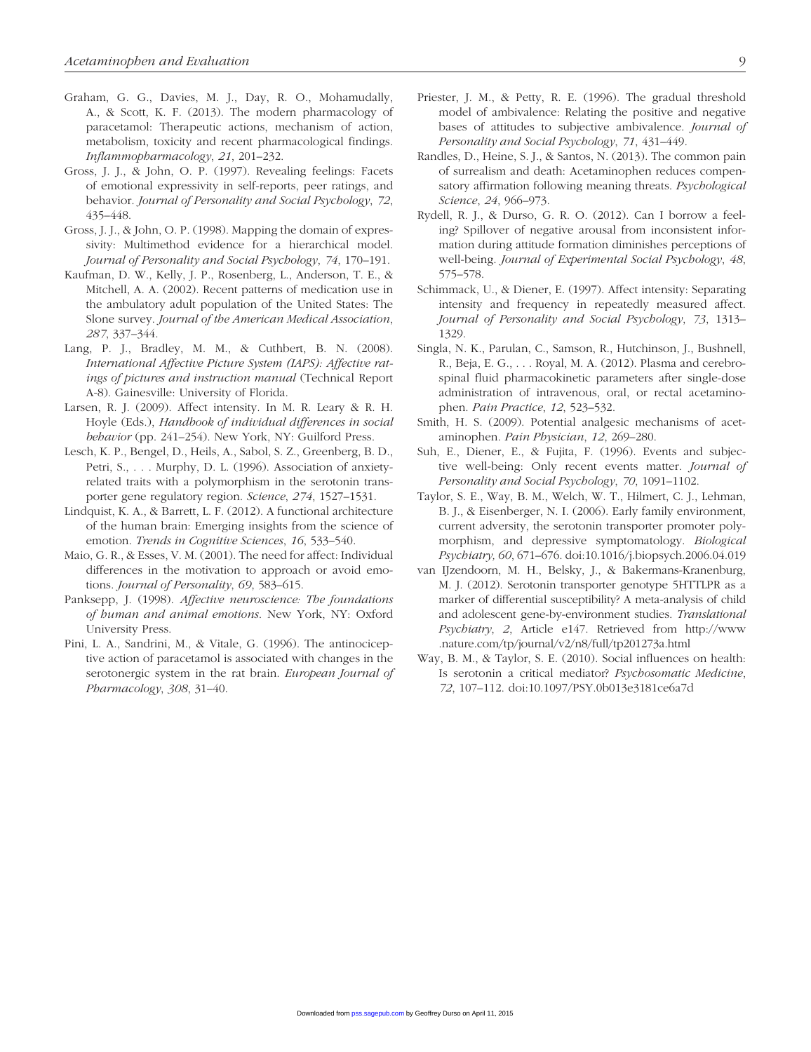Graham, G. G., Davies, M. J., Day, R. O., Mohamudally, A., & Scott, K. F. (2013). The modern pharmacology of paracetamol: Therapeutic actions, mechanism of action, metabolism, toxicity and recent pharmacological findings. *Inflammopharmacology*, *21*, 201–232.

Gross, J. J., & John, O. P. (1997). Revealing feelings: Facets of emotional expressivity in self-reports, peer ratings, and behavior. *Journal of Personality and Social Psychology*, *72*, 435–448.

Gross, J. J., & John, O. P. (1998). Mapping the domain of expressivity: Multimethod evidence for a hierarchical model. *Journal of Personality and Social Psychology*, *74*, 170–191.

Kaufman, D. W., Kelly, J. P., Rosenberg, L., Anderson, T. E., & Mitchell, A. A. (2002). Recent patterns of medication use in the ambulatory adult population of the United States: The Slone survey. *Journal of the American Medical Association*, *287*, 337–344.

Lang, P. J., Bradley, M. M., & Cuthbert, B. N. (2008). *International Affective Picture System (IAPS): Affective ratings of pictures and instruction manual* (Technical Report A-8). Gainesville: University of Florida.

Larsen, R. J. (2009). Affect intensity. In M. R. Leary & R. H. Hoyle (Eds.), *Handbook of individual differences in social behavior* (pp. 241–254). New York, NY: Guilford Press.

Lesch, K. P., Bengel, D., Heils, A., Sabol, S. Z., Greenberg, B. D., Petri, S., . . . Murphy, D. L. (1996). Association of anxiety-related traits with a polymorphism in the serotonin transporter gene regulatory region. *Science*, *274*, 1527–1531.

Lindquist, K. A., & Barrett, L. F. (2012). A functional architecture of the human brain: Emerging insights from the science of emotion. *Trends in Cognitive Sciences*, *16*, 533–540.

Maio, G. R., & Esses, V. M. (2001). The need for affect: Individual differences in the motivation to approach or avoid emotions. *Journal of Personality*, *69*, 583–615.

Panksepp, J. (1998). *Affective neuroscience: The foundations of human and animal emotions*. New York, NY: Oxford University Press.

Pini, L. A., Sandrini, M., & Vitale, G. (1996). The antinociceptive action of paracetamol is associated with changes in the serotonergic system in the rat brain. *European Journal of Pharmacology*, *308*, 31–40.

Priester, J. M., & Petty, R. E. (1996). The gradual threshold model of ambivalence: Relating the positive and negative bases of attitudes to subjective ambivalence. *Journal of Personality and Social Psychology*, *71*, 431–449.

Randles, D., Heine, S. J., & Santos, N. (2013). The common pain of surrealism and death: Acetaminophen reduces compensatory affirmation following meaning threats. *Psychological Science*, *24*, 966–973.

Rydell, R. J., & Durso, G. R. O. (2012). Can I borrow a feeling? Spillover of negative arousal from inconsistent information during attitude formation diminishes perceptions of well-being. *Journal of Experimental Social Psychology*, *48*, 575–578.

Schimmack, U., & Diener, E. (1997). Affect intensity: Separating intensity and frequency in repeatedly measured affect. *Journal of Personality and Social Psychology*, *73*, 1313–1329.

Singla, N. K., Parulan, C., Samson, R., Hutchinson, J., Bushnell, R., Beja, E. G., . . . Royal, M. A. (2012). Plasma and cerebrospinal fluid pharmacokinetic parameters after single-dose administration of intravenous, oral, or rectal acetaminophen. *Pain Practice*, *12*, 523–532.

Smith, H. S. (2009). Potential analgesic mechanisms of acetaminophen. *Pain Physician*, *12*, 269–280.

Suh, E., Diener, E., & Fujita, F. (1996). Events and subjective well-being: Only recent events matter. *Journal of Personality and Social Psychology*, *70*, 1091–1102.

Taylor, S. E., Way, B. M., Welch, W. T., Hilmert, C. J., Lehman, B. J., & Eisenberger, N. I. (2006). Early family environment, current adversity, the serotonin transporter promoter polymorphism, and depressive symptomatology. *Biological Psychiatry*, *60*, 671–676. doi:10.1016/j.biopsych.2006.04.019

van IJzendoorn, M. H., Belsky, J., & Bakermans-Kranenburg, M. J. (2012). Serotonin transporter genotype 5HTTLPR as a marker of differential susceptibility? A meta-analysis of child and adolescent gene-by-environment studies. *Translational Psychiatry*, *2*, Article e147. Retrieved from http://www.nature.com/tp/journal/v2/n8/full/tp201273a.html

Way, B. M., & Taylor, S. E. (2010). Social influences on health: Is serotonin a critical mediator? *Psychosomatic Medicine*, *72*, 107–112. doi:10.1097/PSY.0b013e3181ce6a7d